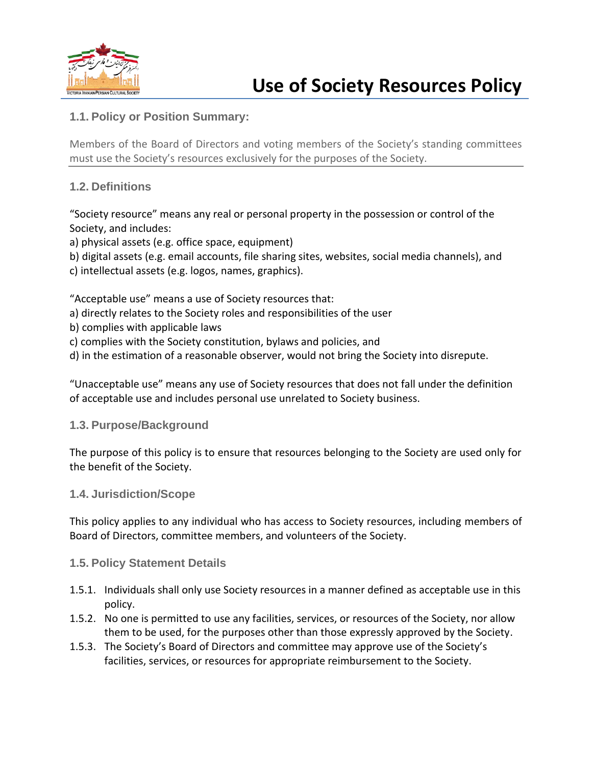# Use of Society Resources Policy

## 1.1. Policy or Position Summary:

Members of the Board of Directors and voting members of the Society's standing committees must use the Society's resources exclusively for the purposes of the Society.

## 1.2. Definitions

"Society resource" means any real or personal property in the possession or control of the Society, and includes:

a) physical assets (e.g. office space, equipment)
b) digital assets (e.g. email accounts, file sharing sites, websites, social media channels), and
c) intellectual assets (e.g. logos, names, graphics).

"Acceptable use" means a use of Society resources that:

a) directly relates to the Society roles and responsibilities of the user
b) complies with applicable laws
c) complies with the Society constitution, bylaws and policies, and
d) in the estimation of a reasonable observer, would not bring the Society into disrepute.

"Unacceptable use" means any use of Society resources that does not fall under the definition of acceptable use and includes personal use unrelated to Society business.

## 1.3. Purpose/Background

The purpose of this policy is to ensure that resources belonging to the Society are used only for the benefit of the Society.

## 1.4. Jurisdiction/Scope

This policy applies to any individual who has access to Society resources, including members of Board of Directors, committee members, and volunteers of the Society.

## 1.5. Policy Statement Details

1.5.1. Individuals shall only use Society resources in a manner defined as acceptable use in this policy.

1.5.2. No one is permitted to use any facilities, services, or resources of the Society, nor allow them to be used, for the purposes other than those expressly approved by the Society.

1.5.3. The Society's Board of Directors and committee may approve use of the Society's facilities, services, or resources for appropriate reimbursement to the Society.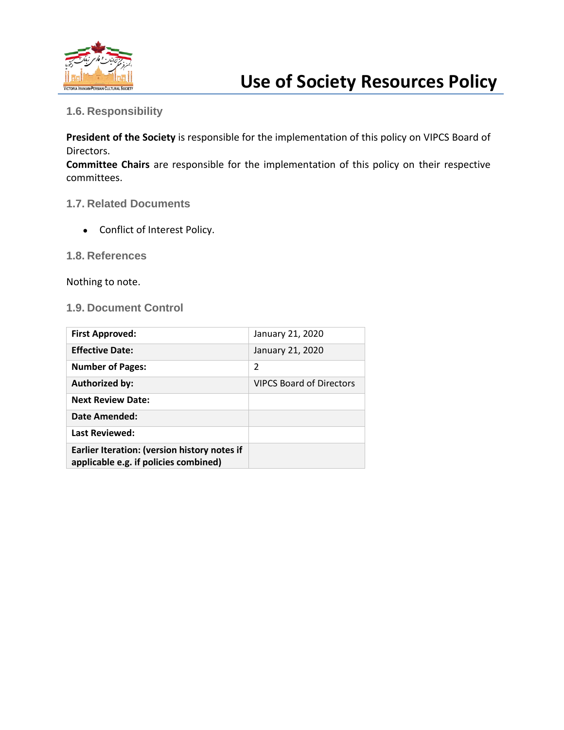### 1.6. Responsibility

**President of the Society** is responsible for the implementation of this policy on VIPCS Board of Directors.
**Committee Chairs** are responsible for the implementation of this policy on their respective committees.

### 1.7. Related Documents

- Conflict of Interest Policy.

### 1.8. References

Nothing to note.

### 1.9. Document Control

| | |
|---|---|
| **First Approved:** | January 21, 2020 |
| **Effective Date:** | January 21, 2020 |
| **Number of Pages:** | 2 |
| **Authorized by:** | VIPCS Board of Directors |
| **Next Review Date:** | |
| **Date Amended:** | |
| **Last Reviewed:** | |
| **Earlier Iteration: (version history notes if applicable e.g. if policies combined)** | |